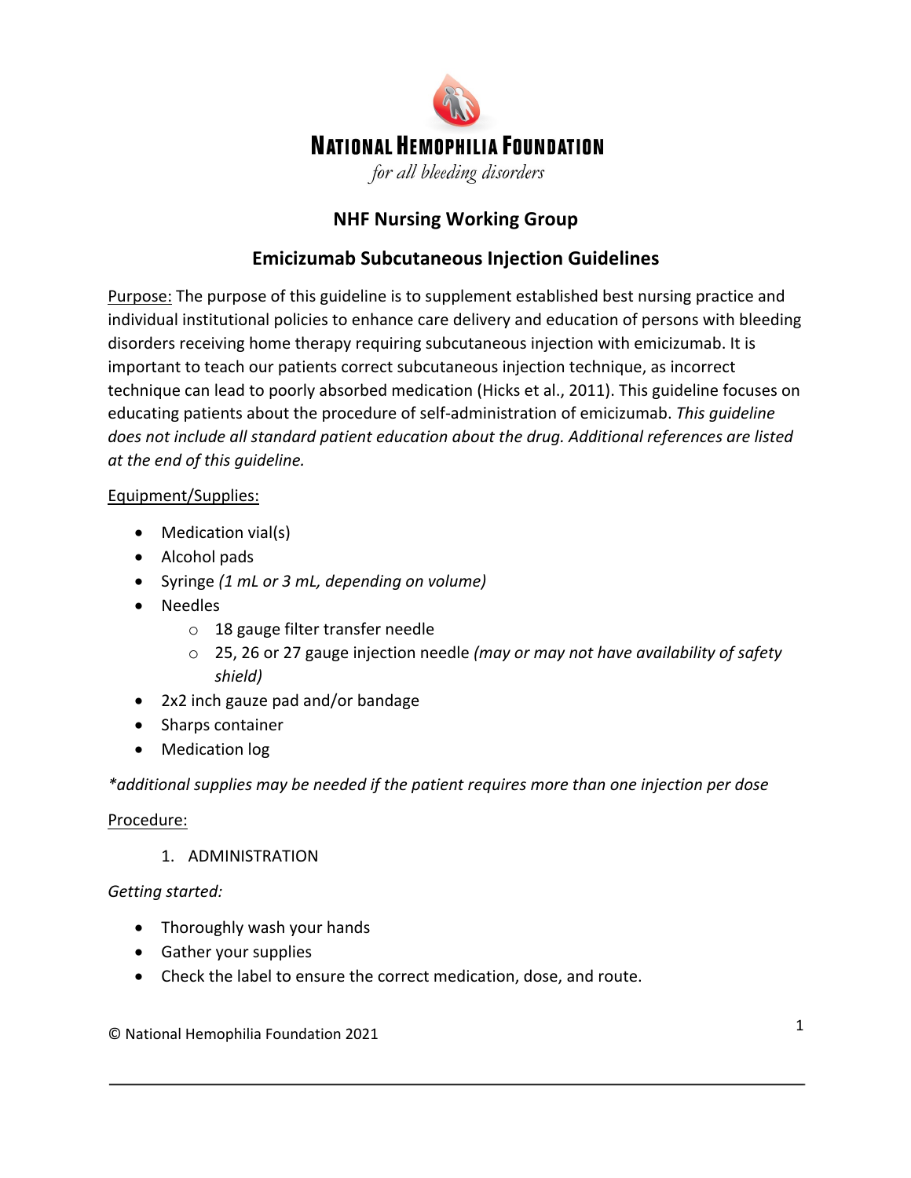**NATIONAL HEMOPHILIA FOUNDATION**

*for all bleeding disorders*

## NHF Nursing Working Group

## Emicizumab Subcutaneous Injection Guidelines

Purpose: The purpose of this guideline is to supplement established best nursing practice and individual institutional policies to enhance care delivery and education of persons with bleeding disorders receiving home therapy requiring subcutaneous injection with emicizumab. It is important to teach our patients correct subcutaneous injection technique, as incorrect technique can lead to poorly absorbed medication (Hicks et al., 2011). This guideline focuses on educating patients about the procedure of self-administration of emicizumab. *This guideline does not include all standard patient education about the drug. Additional references are listed at the end of this guideline.*

Equipment/Supplies:

- Medication vial(s)
- Alcohol pads
- Syringe *(1 mL or 3 mL, depending on volume)*
- Needles
  - 18 gauge filter transfer needle
  - 25, 26 or 27 gauge injection needle *(may or may not have availability of safety shield)*
- 2x2 inch gauze pad and/or bandage
- Sharps container
- Medication log

*\*additional supplies may be needed if the patient requires more than one injection per dose*

Procedure:

1. ADMINISTRATION

*Getting started:*

- Thoroughly wash your hands
- Gather your supplies
- Check the label to ensure the correct medication, dose, and route.

© National Hemophilia Foundation 2021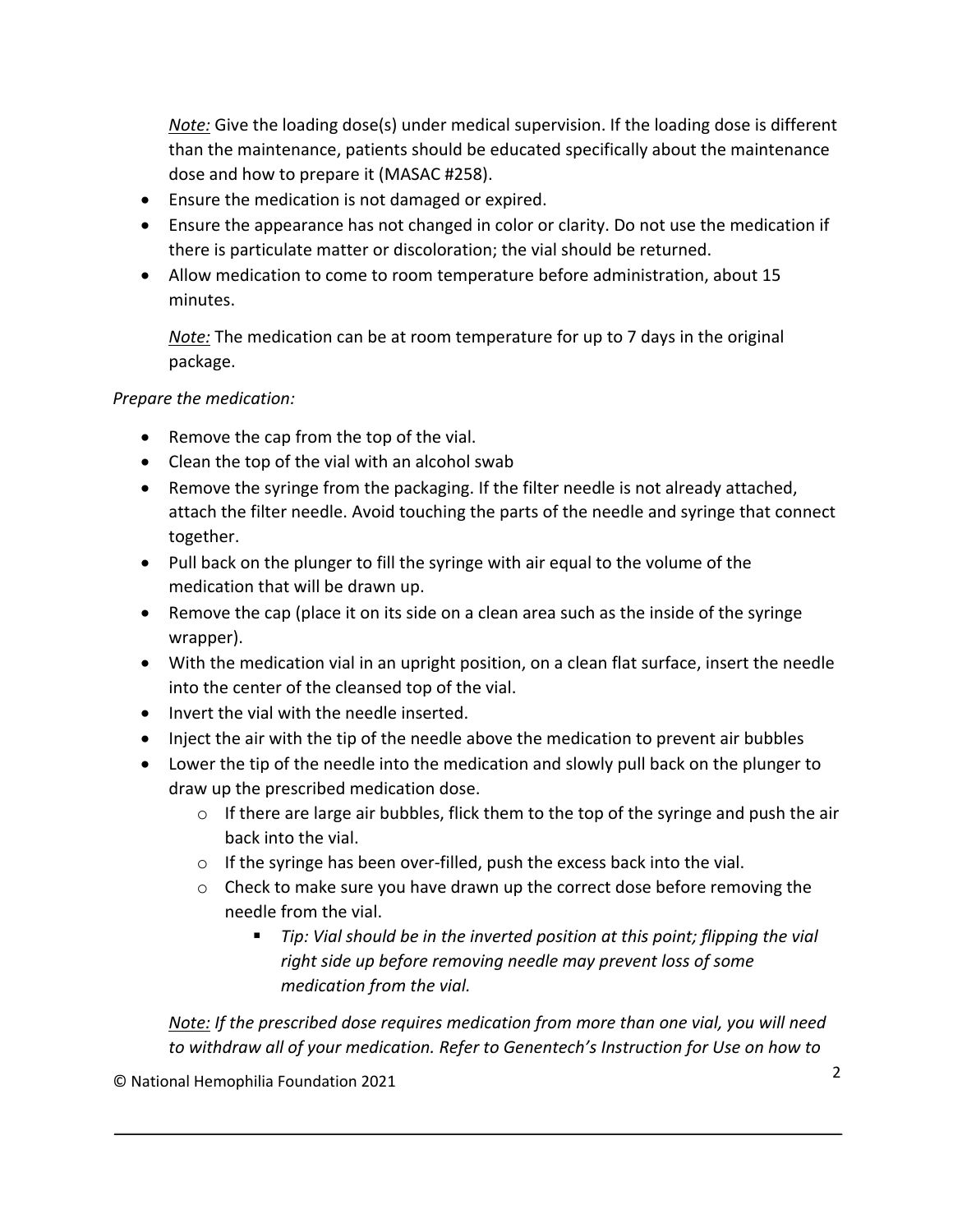*Note:* Give the loading dose(s) under medical supervision. If the loading dose is different than the maintenance, patients should be educated specifically about the maintenance dose and how to prepare it (MASAC #258).

- Ensure the medication is not damaged or expired.
- Ensure the appearance has not changed in color or clarity. Do not use the medication if there is particulate matter or discoloration; the vial should be returned.
- Allow medication to come to room temperature before administration, about 15 minutes.

  *Note:* The medication can be at room temperature for up to 7 days in the original package.

*Prepare the medication:*

- Remove the cap from the top of the vial.
- Clean the top of the vial with an alcohol swab
- Remove the syringe from the packaging. If the filter needle is not already attached, attach the filter needle. Avoid touching the parts of the needle and syringe that connect together.
- Pull back on the plunger to fill the syringe with air equal to the volume of the medication that will be drawn up.
- Remove the cap (place it on its side on a clean area such as the inside of the syringe wrapper).
- With the medication vial in an upright position, on a clean flat surface, insert the needle into the center of the cleansed top of the vial.
- Invert the vial with the needle inserted.
- Inject the air with the tip of the needle above the medication to prevent air bubbles
- Lower the tip of the needle into the medication and slowly pull back on the plunger to draw up the prescribed medication dose.
  - If there are large air bubbles, flick them to the top of the syringe and push the air back into the vial.
  - If the syringe has been over-filled, push the excess back into the vial.
  - Check to make sure you have drawn up the correct dose before removing the needle from the vial.
    - *Tip: Vial should be in the inverted position at this point; flipping the vial right side up before removing needle may prevent loss of some medication from the vial.*

*Note: If the prescribed dose requires medication from more than one vial, you will need to withdraw all of your medication. Refer to Genentech's Instruction for Use on how to*

© National Hemophilia Foundation 2021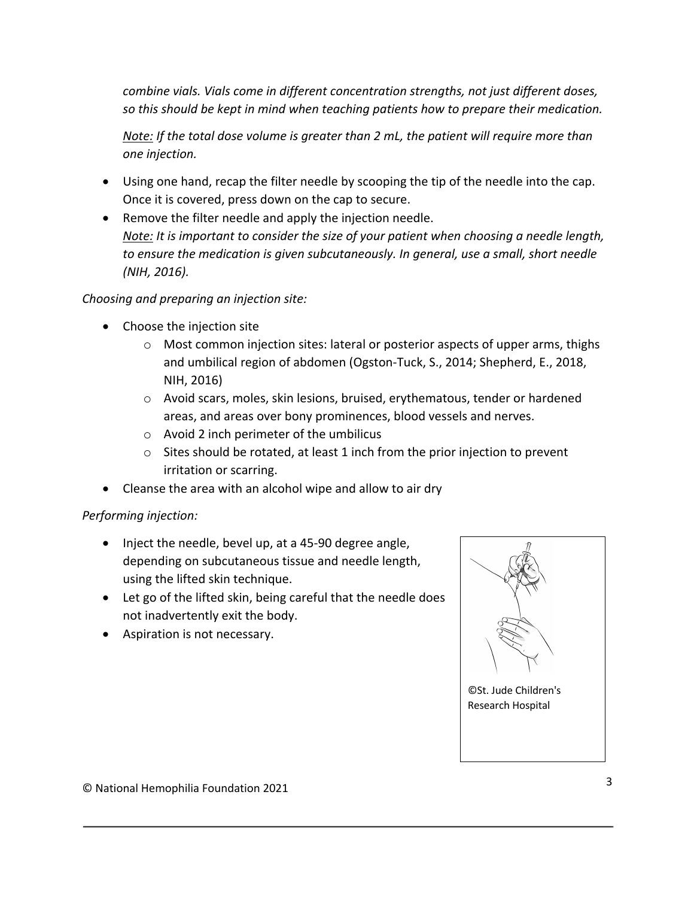*combine vials. Vials come in different concentration strengths, not just different doses, so this should be kept in mind when teaching patients how to prepare their medication.*

*Note: If the total dose volume is greater than 2 mL, the patient will require more than one injection.*

- Using one hand, recap the filter needle by scooping the tip of the needle into the cap. Once it is covered, press down on the cap to secure.
- Remove the filter needle and apply the injection needle.
  *Note: It is important to consider the size of your patient when choosing a needle length, to ensure the medication is given subcutaneously. In general, use a small, short needle (NIH, 2016).*

*Choosing and preparing an injection site:*

- Choose the injection site
  - Most common injection sites: lateral or posterior aspects of upper arms, thighs and umbilical region of abdomen (Ogston-Tuck, S., 2014; Shepherd, E., 2018, NIH, 2016)
  - Avoid scars, moles, skin lesions, bruised, erythematous, tender or hardened areas, and areas over bony prominences, blood vessels and nerves.
  - Avoid 2 inch perimeter of the umbilicus
  - Sites should be rotated, at least 1 inch from the prior injection to prevent irritation or scarring.
- Cleanse the area with an alcohol wipe and allow to air dry

*Performing injection:*

- Inject the needle, bevel up, at a 45-90 degree angle, depending on subcutaneous tissue and needle length, using the lifted skin technique.
- Let go of the lifted skin, being careful that the needle does not inadvertently exit the body.
- Aspiration is not necessary.

©St. Jude Children's Research Hospital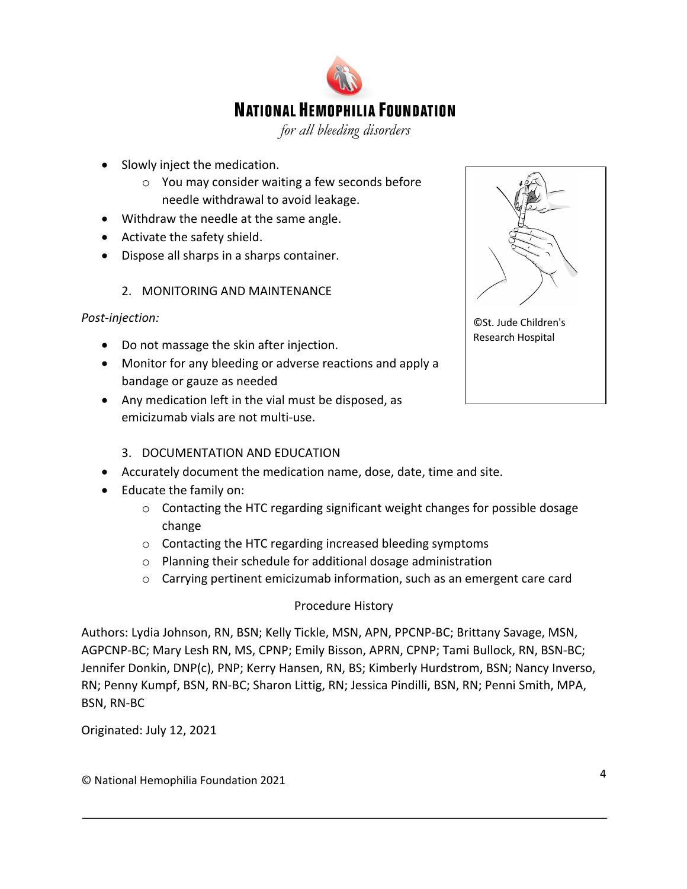- Slowly inject the medication.
  - You may consider waiting a few seconds before needle withdrawal to avoid leakage.
- Withdraw the needle at the same angle.
- Activate the safety shield.
- Dispose all sharps in a sharps container.

2. MONITORING AND MAINTENANCE

*Post-injection:*

- Do not massage the skin after injection.
- Monitor for any bleeding or adverse reactions and apply a bandage or gauze as needed
- Any medication left in the vial must be disposed, as emicizumab vials are not multi-use.

©St. Jude Children's Research Hospital

3. DOCUMENTATION AND EDUCATION

- Accurately document the medication name, dose, date, time and site.
- Educate the family on:
  - Contacting the HTC regarding significant weight changes for possible dosage change
  - Contacting the HTC regarding increased bleeding symptoms
  - Planning their schedule for additional dosage administration
  - Carrying pertinent emicizumab information, such as an emergent care card

Procedure History

Authors: Lydia Johnson, RN, BSN; Kelly Tickle, MSN, APN, PPCNP-BC; Brittany Savage, MSN, AGPCNP-BC; Mary Lesh RN, MS, CPNP; Emily Bisson, APRN, CPNP; Tami Bullock, RN, BSN-BC; Jennifer Donkin, DNP(c), PNP; Kerry Hansen, RN, BS; Kimberly Hurdstrom, BSN; Nancy Inverso, RN; Penny Kumpf, BSN, RN-BC; Sharon Littig, RN; Jessica Pindilli, BSN, RN; Penni Smith, MPA, BSN, RN-BC

Originated: July 12, 2021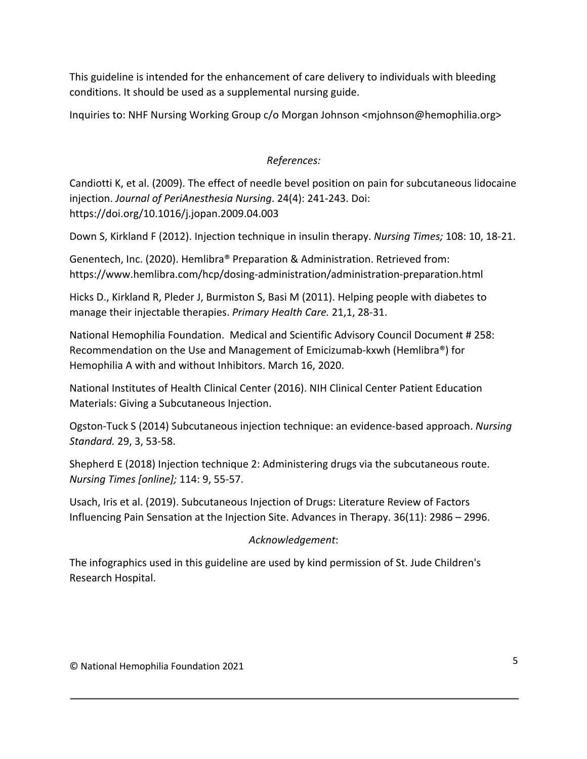This guideline is intended for the enhancement of care delivery to individuals with bleeding conditions. It should be used as a supplemental nursing guide.

Inquiries to: NHF Nursing Working Group c/o Morgan Johnson <mjohnson@hemophilia.org>

*References:*

Candiotti K, et al. (2009). The effect of needle bevel position on pain for subcutaneous lidocaine injection. *Journal of PeriAnesthesia Nursing*. 24(4): 241-243. Doi: https://doi.org/10.1016/j.jopan.2009.04.003

Down S, Kirkland F (2012). Injection technique in insulin therapy. *Nursing Times;* 108: 10, 18-21.

Genentech, Inc. (2020). Hemlibra® Preparation & Administration. Retrieved from: https://www.hemlibra.com/hcp/dosing-administration/administration-preparation.html

Hicks D., Kirkland R, Pleder J, Burmiston S, Basi M (2011). Helping people with diabetes to manage their injectable therapies. *Primary Health Care.* 21,1, 28-31.

National Hemophilia Foundation. Medical and Scientific Advisory Council Document # 258: Recommendation on the Use and Management of Emicizumab-kxwh (Hemlibra®) for Hemophilia A with and without Inhibitors. March 16, 2020.

National Institutes of Health Clinical Center (2016). NIH Clinical Center Patient Education Materials: Giving a Subcutaneous Injection.

Ogston-Tuck S (2014) Subcutaneous injection technique: an evidence-based approach. *Nursing Standard.* 29, 3, 53-58.

Shepherd E (2018) Injection technique 2: Administering drugs via the subcutaneous route. *Nursing Times [online];* 114: 9, 55-57.

Usach, Iris et al. (2019). Subcutaneous Injection of Drugs: Literature Review of Factors Influencing Pain Sensation at the Injection Site. Advances in Therapy. 36(11): 2986 – 2996.

*Acknowledgement*:

The infographics used in this guideline are used by kind permission of St. Jude Children's Research Hospital.

© National Hemophilia Foundation 2021